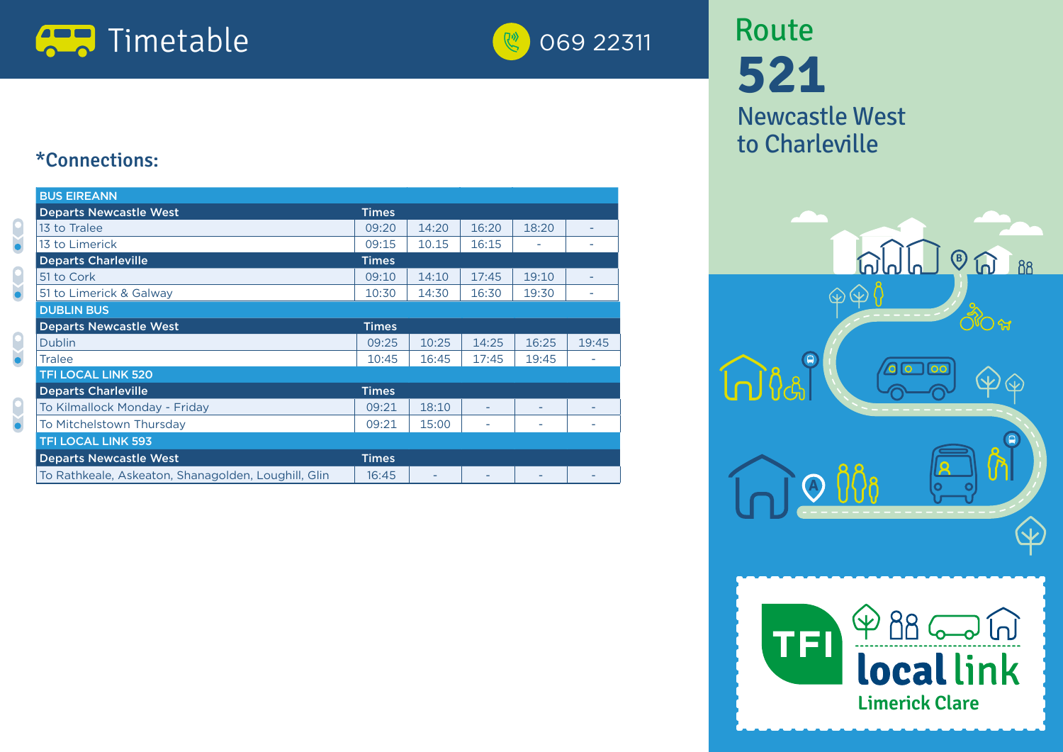# Timetable

069 22311

# Route 521

## Newcastle West to Charleville

## *Connections:

| BUS EIREANN | | | | | |
|---|---|---|---|---|---|
| **Departs Newcastle West** | **Times** | | | | |
| 13 to Tralee | 09:20 | 14:20 | 16:20 | 18:20 | - |
| 13 to Limerick | 09:15 | 10.15 | 16:15 | - | - |
| **Departs Charleville** | **Times** | | | | |
| 51 to Cork | 09:10 | 14:10 | 17:45 | 19:10 | - |
| 51 to Limerick & Galway | 10:30 | 14:30 | 16:30 | 19:30 | - |
| **DUBLIN BUS** | | | | | |
| **Departs Newcastle West** | **Times** | | | | |
| Dublin | 09:25 | 10:25 | 14:25 | 16:25 | 19:45 |
| Tralee | 10:45 | 16:45 | 17:45 | 19:45 | - |
| **TFI LOCAL LINK 520** | | | | | |
| **Departs Charleville** | **Times** | | | | |
| To Kilmallock Monday - Friday | 09:21 | 18:10 | - | - | - |
| To Mitchelstown Thursday | 09:21 | 15:00 | - | - | - |
| **TFI LOCAL LINK 593** | | | | | |
| **Departs Newcastle West** | **Times** | | | | |
| To Rathkeale, Askeaton, Shanagolden, Loughill, Glin | 16:45 | - | - | - | - |

TFI local link
Limerick Clare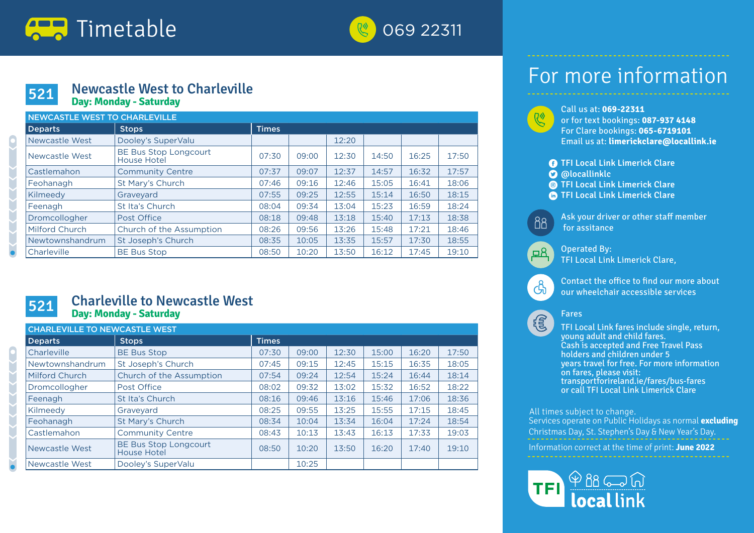# Timetable

069 22311

## 521 Newcastle West to Charleville

**Day: Monday - Saturday**

| NEWCASTLE WEST TO CHARLEVILLE | | | | | | | |
|---|---|---|---|---|---|---|---|
| **Departs** | **Stops** | **Times** | | | | | |
| Newcastle West | Dooley's SuperValu | | | 12:20 | | | |
| Newcastle West | BE Bus Stop Longcourt House Hotel | 07:30 | 09:00 | 12:30 | 14:50 | 16:25 | 17:50 |
| Castlemahon | Community Centre | 07:37 | 09:07 | 12:37 | 14:57 | 16:32 | 17:57 |
| Feohanagh | St Mary's Church | 07:46 | 09:16 | 12:46 | 15:05 | 16:41 | 18:06 |
| Kilmeedy | Graveyard | 07:55 | 09:25 | 12:55 | 15:14 | 16:50 | 18:15 |
| Feenagh | St Ita's Church | 08:04 | 09:34 | 13:04 | 15:23 | 16:59 | 18:24 |
| Dromcollogher | Post Office | 08:18 | 09:48 | 13:18 | 15:40 | 17:13 | 18:38 |
| Milford Church | Church of the Assumption | 08:26 | 09:56 | 13:26 | 15:48 | 17:21 | 18:46 |
| Newtownshandrum | St Joseph's Church | 08:35 | 10:05 | 13:35 | 15:57 | 17:30 | 18:55 |
| Charleville | BE Bus Stop | 08:50 | 10:20 | 13:50 | 16:12 | 17:45 | 19:10 |

## 521 Charleville to Newcastle West

**Day: Monday - Saturday**

| CHARLEVILLE TO NEWCASTLE WEST | | | | | | | |
|---|---|---|---|---|---|---|---|
| **Departs** | **Stops** | **Times** | | | | | |
| Charleville | BE Bus Stop | 07:30 | 09:00 | 12:30 | 15:00 | 16:20 | 17:50 |
| Newtownshandrum | St Joseph's Church | 07:45 | 09:15 | 12:45 | 15:15 | 16:35 | 18:05 |
| Milford Church | Church of the Assumption | 07:54 | 09:24 | 12:54 | 15:24 | 16:44 | 18:14 |
| Dromcollogher | Post Office | 08:02 | 09:32 | 13:02 | 15:32 | 16:52 | 18:22 |
| Feenagh | St Ita's Church | 08:16 | 09:46 | 13:16 | 15:46 | 17:06 | 18:36 |
| Kilmeedy | Graveyard | 08:25 | 09:55 | 13:25 | 15:55 | 17:15 | 18:45 |
| Feohanagh | St Mary's Church | 08:34 | 10:04 | 13:34 | 16:04 | 17:24 | 18:54 |
| Castlemahon | Community Centre | 08:43 | 10:13 | 13:43 | 16:13 | 17:33 | 19:03 |
| Newcastle West | BE Bus Stop Longcourt House Hotel | 08:50 | 10:20 | 13:50 | 16:20 | 17:40 | 19:10 |
| Newcastle West | Dooley's SuperValu | | 10:25 | | | | |

# For more information

Call us at: **069-22311**
or for text bookings: **087-937 4148**
For Clare bookings: **065-6719101**
Email us at: **limerickclare@locallink.ie**

- TFI Local Link Limerick Clare
- @locallinklc
- TFI Local Link Limerick Clare
- TFI Local Link Limerick Clare

Ask your driver or other staff member for assitance

Operated By:
TFI Local Link Limerick Clare,

Contact the office to find our more about our wheelchair accessible services

Fares

TFI Local Link fares include single, return, young adult and child fares.
Cash is accepted and Free Travel Pass holders and children under 5 years travel for free. For more information on fares, please visit: transportforireland.ie/fares/bus-fares or call TFI Local Link Limerick Clare

All times subject to change.
Services operate on Public Holidays as normal **excluding** Christmas Day, St. Stephen's Day & New Year's Day.

Information correct at the time of print: **June 2022**

TFI local link